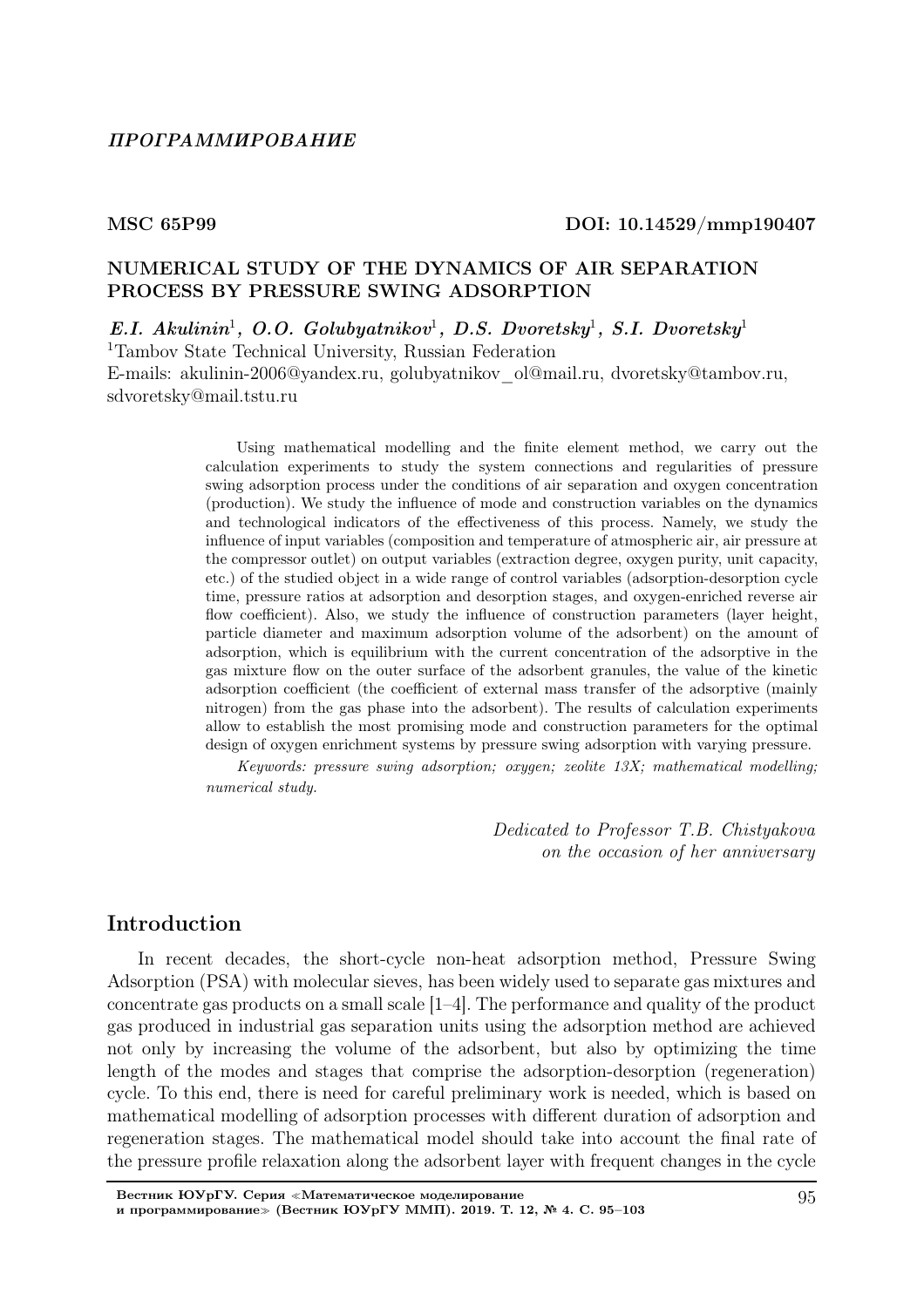*ПРОГРАММИРОВАНИЕ*

**MSC 65P99** **DOI: 10.14529/mmp190407**

## NUMERICAL STUDY OF THE DYNAMICS OF AIR SEPARATION PROCESS BY PRESSURE SWING ADSORPTION

***E.I. Akulinin*[1]*, O.O. Golubyatnikov*[1]*, D.S. Dvoretsky*[1]*, S.I. Dvoretsky*[1]**

[1]Tambov State Technical University, Russian Federation

E-mails: akulinin-2006@yandex.ru, golubyatnikov_ol@mail.ru, dvoretsky@tambov.ru, sdvoretsky@mail.tstu.ru

Using mathematical modelling and the finite element method, we carry out the calculation experiments to study the system connections and regularities of pressure swing adsorption process under the conditions of air separation and oxygen concentration (production). We study the influence of mode and construction variables on the dynamics and technological indicators of the effectiveness of this process. Namely, we study the influence of input variables (composition and temperature of atmospheric air, air pressure at the compressor outlet) on output variables (extraction degree, oxygen purity, unit capacity, etc.) of the studied object in a wide range of control variables (adsorption-desorption cycle time, pressure ratios at adsorption and desorption stages, and oxygen-enriched reverse air flow coefficient). Also, we study the influence of construction parameters (layer height, particle diameter and maximum adsorption volume of the adsorbent) on the amount of adsorption, which is equilibrium with the current concentration of the adsorptive in the gas mixture flow on the outer surface of the adsorbent granules, the value of the kinetic adsorption coefficient (the coefficient of external mass transfer of the adsorptive (mainly nitrogen) from the gas phase into the adsorbent). The results of calculation experiments allow to establish the most promising mode and construction parameters for the optimal design of oxygen enrichment systems by pressure swing adsorption with varying pressure.

*Keywords: pressure swing adsorption; oxygen; zeolite 13X; mathematical modelling; numerical study.*

*Dedicated to Professor T.B. Chistyakova on the occasion of her anniversary*

## Introduction

In recent decades, the short-cycle non-heat adsorption method, Pressure Swing Adsorption (PSA) with molecular sieves, has been widely used to separate gas mixtures and concentrate gas products on a small scale [1–4]. The performance and quality of the product gas produced in industrial gas separation units using the adsorption method are achieved not only by increasing the volume of the adsorbent, but also by optimizing the time length of the modes and stages that comprise the adsorption-desorption (regeneration) cycle. To this end, there is need for careful preliminary work is needed, which is based on mathematical modelling of adsorption processes with different duration of adsorption and regeneration stages. The mathematical model should take into account the final rate of the pressure profile relaxation along the adsorbent layer with frequent changes in the cycle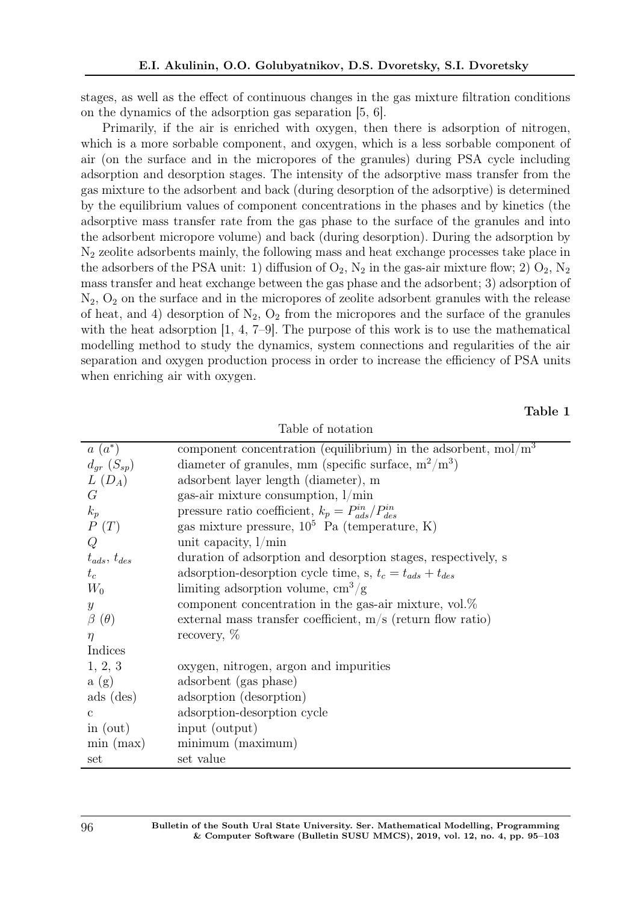stages, as well as the effect of continuous changes in the gas mixture filtration conditions on the dynamics of the adsorption gas separation [5, 6].

Primarily, if the air is enriched with oxygen, then there is adsorption of nitrogen, which is a more sorbable component, and oxygen, which is a less sorbable component of air (on the surface and in the micropores of the granules) during PSA cycle including adsorption and desorption stages. The intensity of the adsorptive mass transfer from the gas mixture to the adsorbent and back (during desorption of the adsorptive) is determined by the equilibrium values of component concentrations in the phases and by kinetics (the adsorptive mass transfer rate from the gas phase to the surface of the granules and into the adsorbent micropore volume) and back (during desorption). During the adsorption by $N_2$ zeolite adsorbents mainly, the following mass and heat exchange processes take place in the adsorbers of the PSA unit: 1) diffusion of $O_2$, $N_2$ in the gas-air mixture flow; 2) $O_2$, $N_2$ mass transfer and heat exchange between the gas phase and the adsorbent; 3) adsorption of $N_2$, $O_2$ on the surface and in the micropores of zeolite adsorbent granules with the release of heat, and 4) desorption of $N_2$, $O_2$ from the micropores and the surface of the granules with the heat adsorption [1, 4, 7–9]. The purpose of this work is to use the mathematical modelling method to study the dynamics, system connections and regularities of the air separation and oxygen production process in order to increase the efficiency of PSA units when enriching air with oxygen.

**Table 1**

Table of notation

| | |
|---|---|
| $a$ ($a^*$) | component concentration (equilibrium) in the adsorbent, mol/m$^3$ |
| $d_{gr}$ ($S_{sp}$) | diameter of granules, mm (specific surface, m$^2$/m$^3$) |
| $L$ ($D_A$) | adsorbent layer length (diameter), m |
| $G$ | gas-air mixture consumption, l/min |
| $k_p$ | pressure ratio coefficient, $k_p = P_{ads}^{in}/P_{des}^{in}$ |
| $P$ ($T$) | gas mixture pressure, $10^5$ Pa (temperature, K) |
| $Q$ | unit capacity, l/min |
| $t_{ads}$, $t_{des}$ | duration of adsorption and desorption stages, respectively, s |
| $t_c$ | adsorption-desorption cycle time, s, $t_c = t_{ads} + t_{des}$ |
| $W_0$ | limiting adsorption volume, cm$^3$/g |
| $y$ | component concentration in the gas-air mixture, vol.% |
| $\beta$ ($\theta$) | external mass transfer coefficient, m/s (return flow ratio) |
| $\eta$ | recovery, % |
| Indices | |
| 1, 2, 3 | oxygen, nitrogen, argon and impurities |
| a (g) | adsorbent (gas phase) |
| ads (des) | adsorption (desorption) |
| c | adsorption-desorption cycle |
| in (out) | input (output) |
| min (max) | minimum (maximum) |
| set | set value |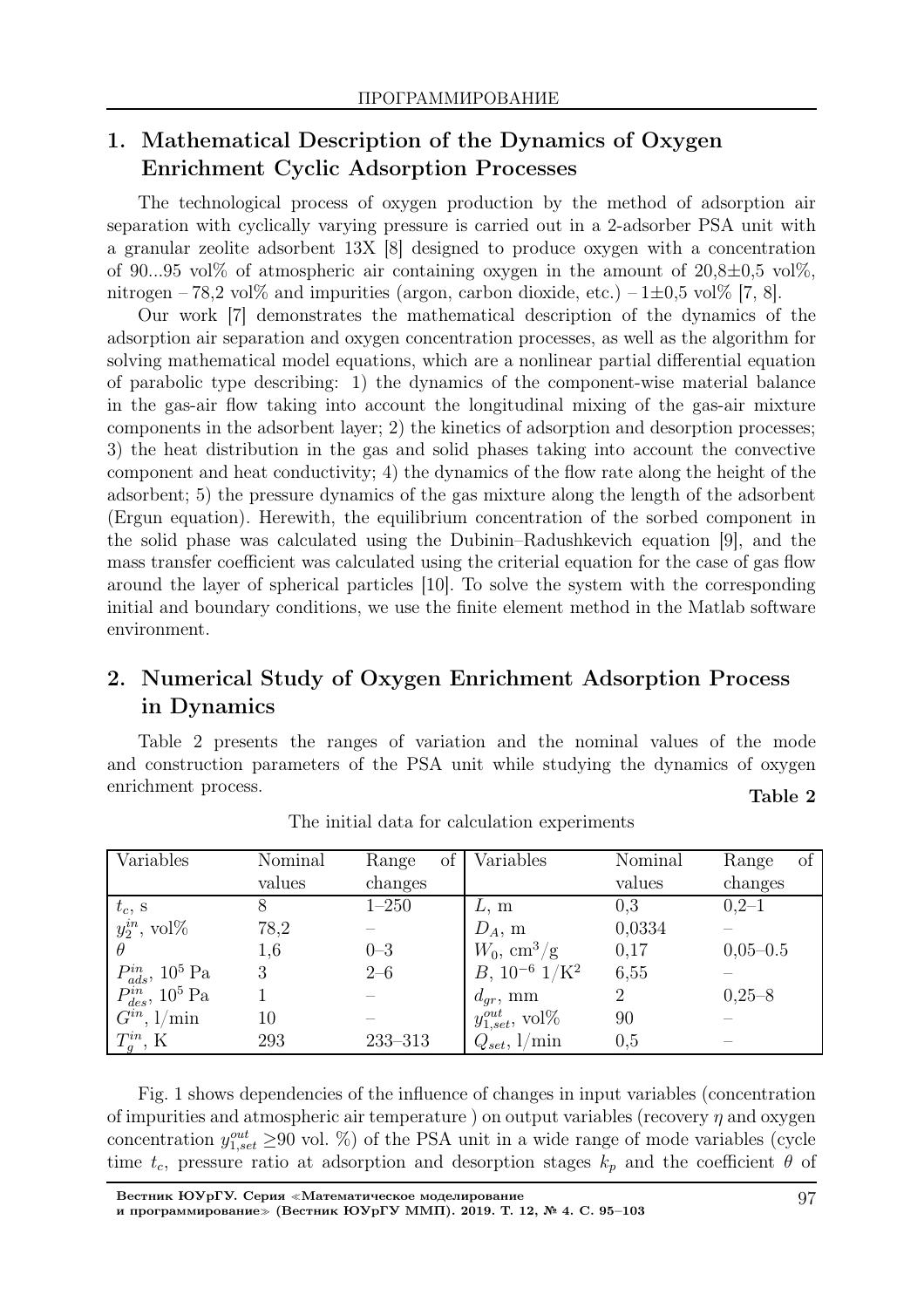## 1. Mathematical Description of the Dynamics of Oxygen Enrichment Cyclic Adsorption Processes

The technological process of oxygen production by the method of adsorption air separation with cyclically varying pressure is carried out in a 2-adsorber PSA unit with a granular zeolite adsorbent 13X [8] designed to produce oxygen with a concentration of 90...95 vol% of atmospheric air containing oxygen in the amount of 20,8±0,5 vol%, nitrogen – 78,2 vol% and impurities (argon, carbon dioxide, etc.) – 1±0,5 vol% [7, 8].

Our work [7] demonstrates the mathematical description of the dynamics of the adsorption air separation and oxygen concentration processes, as well as the algorithm for solving mathematical model equations, which are a nonlinear partial differential equation of parabolic type describing: 1) the dynamics of the component-wise material balance in the gas-air flow taking into account the longitudinal mixing of the gas-air mixture components in the adsorbent layer; 2) the kinetics of adsorption and desorption processes; 3) the heat distribution in the gas and solid phases taking into account the convective component and heat conductivity; 4) the dynamics of the flow rate along the height of the adsorbent; 5) the pressure dynamics of the gas mixture along the length of the adsorbent (Ergun equation). Herewith, the equilibrium concentration of the sorbed component in the solid phase was calculated using the Dubinin–Radushkevich equation [9], and the mass transfer coefficient was calculated using the criterial equation for the case of gas flow around the layer of spherical particles [10]. To solve the system with the corresponding initial and boundary conditions, we use the finite element method in the Matlab software environment.

## 2. Numerical Study of Oxygen Enrichment Adsorption Process in Dynamics

Table 2 presents the ranges of variation and the nominal values of the mode and construction parameters of the PSA unit while studying the dynamics of oxygen enrichment process.

**Table 2**

The initial data for calculation experiments

| Variables | Nominal values | Range of changes | Variables | Nominal values | Range of changes |
|---|---|---|---|---|---|
| $t_c$, s | 8 | 1–250 | $L$, m | 0,3 | 0,2–1 |
| $y_2^{in}$, vol% | 78,2 | – | $D_A$, m | 0,0334 | – |
| $\theta$ | 1,6 | 0–3 | $W_0$, cm$^3$/g | 0,17 | 0,05–0.5 |
| $P_{ads}^{in}$, $10^5$ Pa | 3 | 2–6 | $B$, $10^{-6}$ 1/K$^2$ | 6,55 | – |
| $P_{des}^{in}$, $10^5$ Pa | 1 | – | $d_{gr}$, mm | 2 | 0,25–8 |
| $G^{in}$, l/min | 10 | – | $y_{1,set}^{out}$, vol% | 90 | – |
| $T_g^{in}$, K | 293 | 233–313 | $Q_{set}$, l/min | 0,5 | – |

Fig. 1 shows dependencies of the influence of changes in input variables (concentration of impurities and atmospheric air temperature ) on output variables (recovery $\eta$ and oxygen concentration $y_{1,set}^{out}$ ≥90 vol. %) of the PSA unit in a wide range of mode variables (cycle time $t_c$, pressure ratio at adsorption and desorption stages $k_p$ and the coefficient $\theta$ of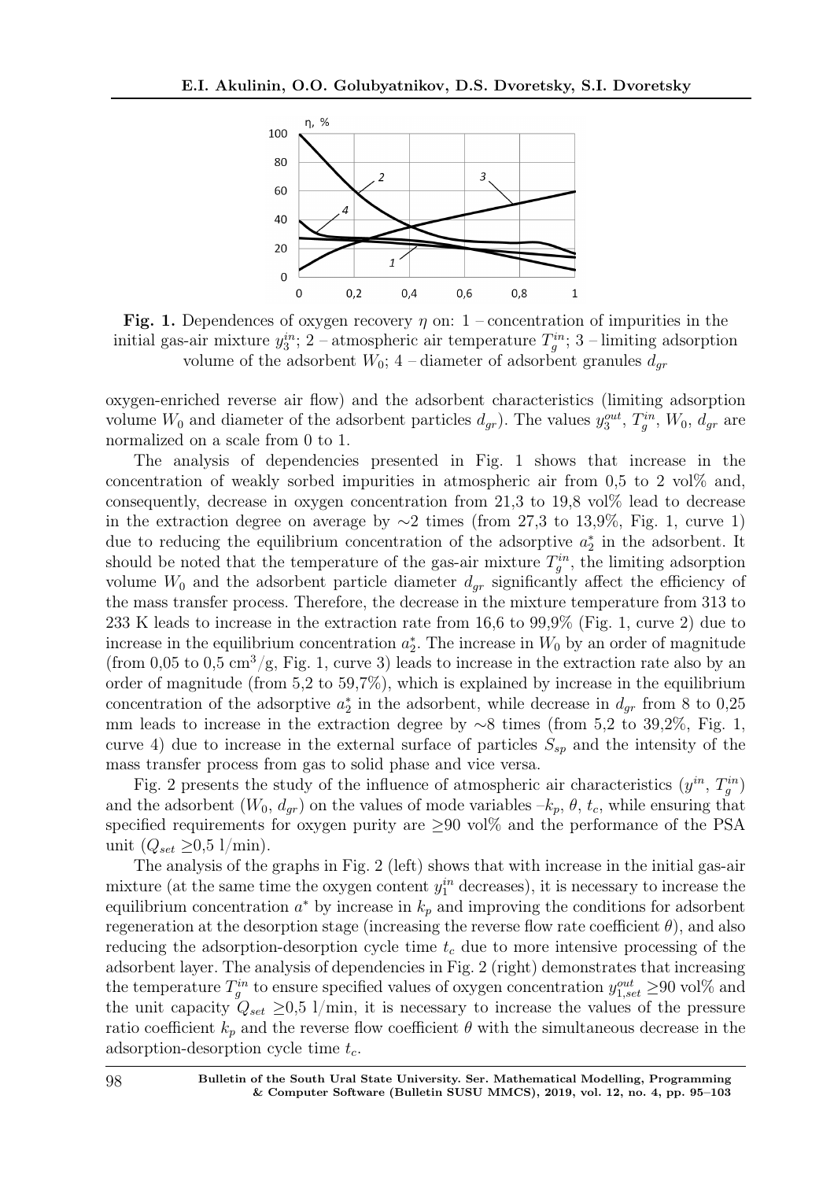**Fig. 1.** Dependences of oxygen recovery $\eta$ on: 1 – concentration of impurities in the initial gas-air mixture $y_3^{in}$; 2 – atmospheric air temperature $T_g^{in}$; 3 – limiting adsorption volume of the adsorbent $W_0$; 4 – diameter of adsorbent granules $d_{gr}$

oxygen-enriched reverse air flow) and the adsorbent characteristics (limiting adsorption volume $W_0$ and diameter of the adsorbent particles $d_{gr}$). The values $y_3^{out}$, $T_g^{in}$, $W_0$, $d_{gr}$ are normalized on a scale from 0 to 1.

The analysis of dependencies presented in Fig. 1 shows that increase in the concentration of weakly sorbed impurities in atmospheric air from 0,5 to 2 vol% and, consequently, decrease in oxygen concentration from 21,3 to 19,8 vol% lead to decrease in the extraction degree on average by ∼2 times (from 27,3 to 13,9%, Fig. 1, curve 1) due to reducing the equilibrium concentration of the adsorptive $a_2^*$ in the adsorbent. It should be noted that the temperature of the gas-air mixture $T_g^{in}$, the limiting adsorption volume $W_0$ and the adsorbent particle diameter $d_{gr}$ significantly affect the efficiency of the mass transfer process. Therefore, the decrease in the mixture temperature from 313 to 233 K leads to increase in the extraction rate from 16,6 to 99,9% (Fig. 1, curve 2) due to increase in the equilibrium concentration $a_2^*$. The increase in $W_0$ by an order of magnitude (from 0,05 to 0,5 cm$^3$/g, Fig. 1, curve 3) leads to increase in the extraction rate also by an order of magnitude (from 5,2 to 59,7%), which is explained by increase in the equilibrium concentration of the adsorptive $a_2^*$ in the adsorbent, while decrease in $d_{gr}$ from 8 to 0,25 mm leads to increase in the extraction degree by ∼8 times (from 5,2 to 39,2%, Fig. 1, curve 4) due to increase in the external surface of particles $S_{sp}$ and the intensity of the mass transfer process from gas to solid phase and vice versa.

Fig. 2 presents the study of the influence of atmospheric air characteristics ($y^{in}$, $T_g^{in}$) and the adsorbent ($W_0$, $d_{gr}$) on the values of mode variables –$k_p$, $\theta$, $t_c$, while ensuring that specified requirements for oxygen purity are ≥90 vol% and the performance of the PSA unit ($Q_{set}$ ≥0,5 l/min).

The analysis of the graphs in Fig. 2 (left) shows that with increase in the initial gas-air mixture (at the same time the oxygen content $y_1^{in}$ decreases), it is necessary to increase the equilibrium concentration $a^*$ by increase in $k_p$ and improving the conditions for adsorbent regeneration at the desorption stage (increasing the reverse flow rate coefficient $\theta$), and also reducing the adsorption-desorption cycle time $t_c$ due to more intensive processing of the adsorbent layer. The analysis of dependencies in Fig. 2 (right) demonstrates that increasing the temperature $T_g^{in}$ to ensure specified values of oxygen concentration $y_{1,set}^{out}$ ≥90 vol% and the unit capacity $Q_{set}$ ≥0,5 l/min, it is necessary to increase the values of the pressure ratio coefficient $k_p$ and the reverse flow coefficient $\theta$ with the simultaneous decrease in the adsorption-desorption cycle time $t_c$.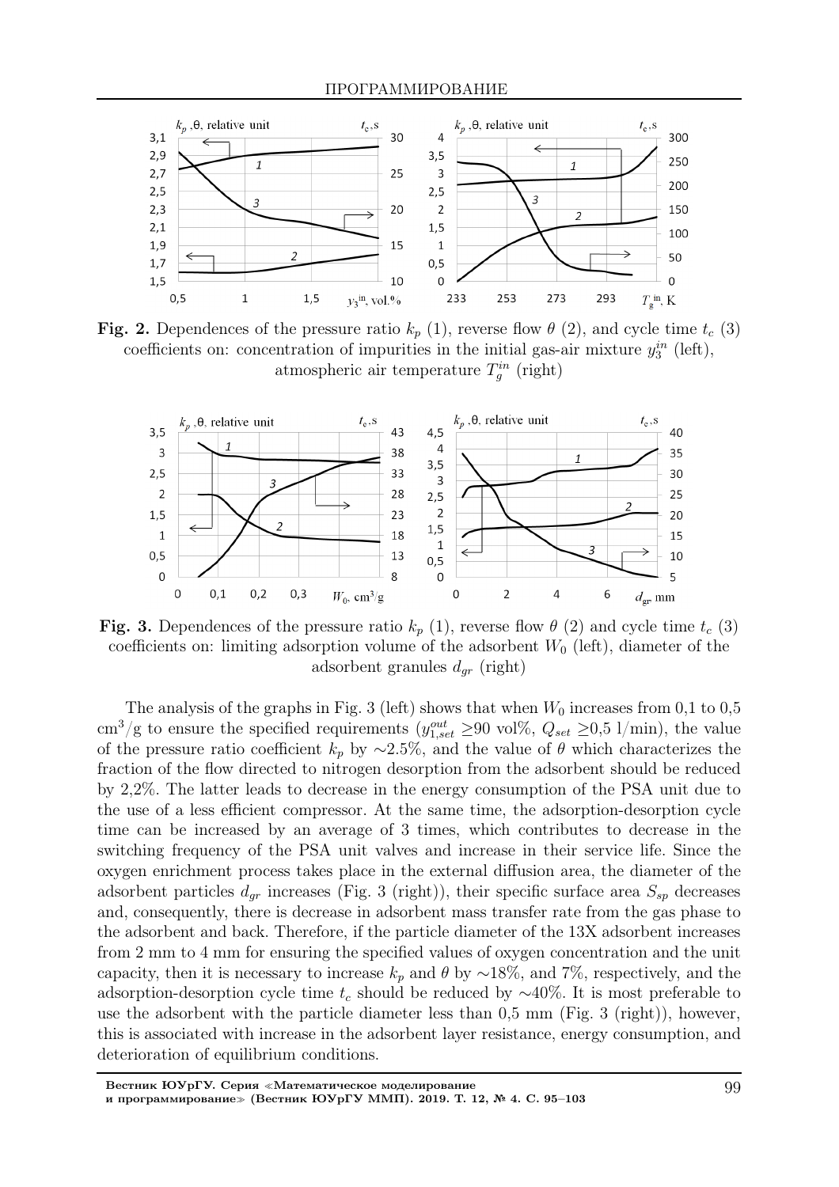**Fig. 2.** Dependences of the pressure ratio $k_p$ (1), reverse flow $\theta$ (2), and cycle time $t_c$ (3) coefficients on: concentration of impurities in the initial gas-air mixture $y_3^{in}$ (left), atmospheric air temperature $T_g^{in}$ (right)

**Fig. 3.** Dependences of the pressure ratio $k_p$ (1), reverse flow $\theta$ (2) and cycle time $t_c$ (3) coefficients on: limiting adsorption volume of the adsorbent $W_0$ (left), diameter of the adsorbent granules $d_{gr}$ (right)

The analysis of the graphs in Fig. 3 (left) shows that when $W_0$ increases from 0,1 to 0,5 $cm^3/g$ to ensure the specified requirements ($y_{1,set}^{out}$ ≥90 vol%, $Q_{set}$ ≥0,5 l/min), the value of the pressure ratio coefficient $k_p$ by ∼2.5%, and the value of $\theta$ which characterizes the fraction of the flow directed to nitrogen desorption from the adsorbent should be reduced by 2,2%. The latter leads to decrease in the energy consumption of the PSA unit due to the use of a less efficient compressor. At the same time, the adsorption-desorption cycle time can be increased by an average of 3 times, which contributes to decrease in the switching frequency of the PSA unit valves and increase in their service life. Since the oxygen enrichment process takes place in the external diffusion area, the diameter of the adsorbent particles $d_{gr}$ increases (Fig. 3 (right)), their specific surface area $S_{sp}$ decreases and, consequently, there is decrease in adsorbent mass transfer rate from the gas phase to the adsorbent and back. Therefore, if the particle diameter of the 13X adsorbent increases from 2 mm to 4 mm for ensuring the specified values of oxygen concentration and the unit capacity, then it is necessary to increase $k_p$ and $\theta$ by ∼18%, and 7%, respectively, and the adsorption-desorption cycle time $t_c$ should be reduced by ∼40%. It is most preferable to use the adsorbent with the particle diameter less than 0,5 mm (Fig. 3 (right)), however, this is associated with increase in the adsorbent layer resistance, energy consumption, and deterioration of equilibrium conditions.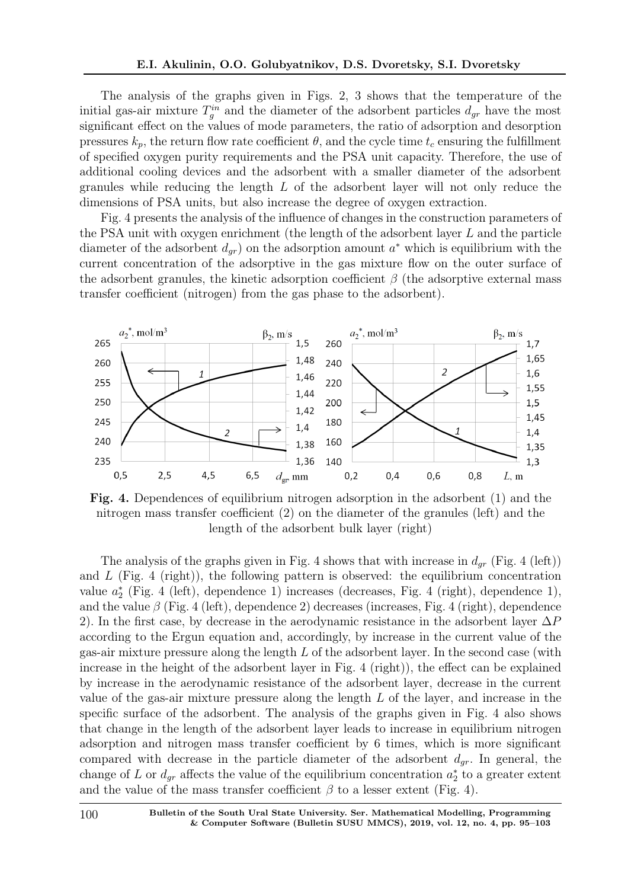The analysis of the graphs given in Figs. 2, 3 shows that the temperature of the initial gas-air mixture $T_g^{in}$ and the diameter of the adsorbent particles $d_{gr}$ have the most significant effect on the values of mode parameters, the ratio of adsorption and desorption pressures $k_p$, the return flow rate coefficient $\theta$, and the cycle time $t_c$ ensuring the fulfillment of specified oxygen purity requirements and the PSA unit capacity. Therefore, the use of additional cooling devices and the adsorbent with a smaller diameter of the adsorbent granules while reducing the length $L$ of the adsorbent layer will not only reduce the dimensions of PSA units, but also increase the degree of oxygen extraction.

Fig. 4 presents the analysis of the influence of changes in the construction parameters of the PSA unit with oxygen enrichment (the length of the adsorbent layer $L$ and the particle diameter of the adsorbent $d_{gr}$) on the adsorption amount $a^*$ which is equilibrium with the current concentration of the adsorptive in the gas mixture flow on the outer surface of the adsorbent granules, the kinetic adsorption coefficient $\beta$ (the adsorptive external mass transfer coefficient (nitrogen) from the gas phase to the adsorbent).

**Fig. 4.** Dependences of equilibrium nitrogen adsorption in the adsorbent (1) and the nitrogen mass transfer coefficient (2) on the diameter of the granules (left) and the length of the adsorbent bulk layer (right)

The analysis of the graphs given in Fig. 4 shows that with increase in $d_{gr}$ (Fig. 4 (left)) and $L$ (Fig. 4 (right)), the following pattern is observed: the equilibrium concentration value $a_2^*$ (Fig. 4 (left), dependence 1) increases (decreases, Fig. 4 (right), dependence 1), and the value $\beta$ (Fig. 4 (left), dependence 2) decreases (increases, Fig. 4 (right), dependence 2). In the first case, by decrease in the aerodynamic resistance in the adsorbent layer $\Delta P$ according to the Ergun equation and, accordingly, by increase in the current value of the gas-air mixture pressure along the length $L$ of the adsorbent layer. In the second case (with increase in the height of the adsorbent layer in Fig. 4 (right)), the effect can be explained by increase in the aerodynamic resistance of the adsorbent layer, decrease in the current value of the gas-air mixture pressure along the length $L$ of the layer, and increase in the specific surface of the adsorbent. The analysis of the graphs given in Fig. 4 also shows that change in the length of the adsorbent layer leads to increase in equilibrium nitrogen adsorption and nitrogen mass transfer coefficient by 6 times, which is more significant compared with decrease in the particle diameter of the adsorbent $d_{gr}$. In general, the change of $L$ or $d_{gr}$ affects the value of the equilibrium concentration $a_2^*$ to a greater extent and the value of the mass transfer coefficient $\beta$ to a lesser extent (Fig. 4).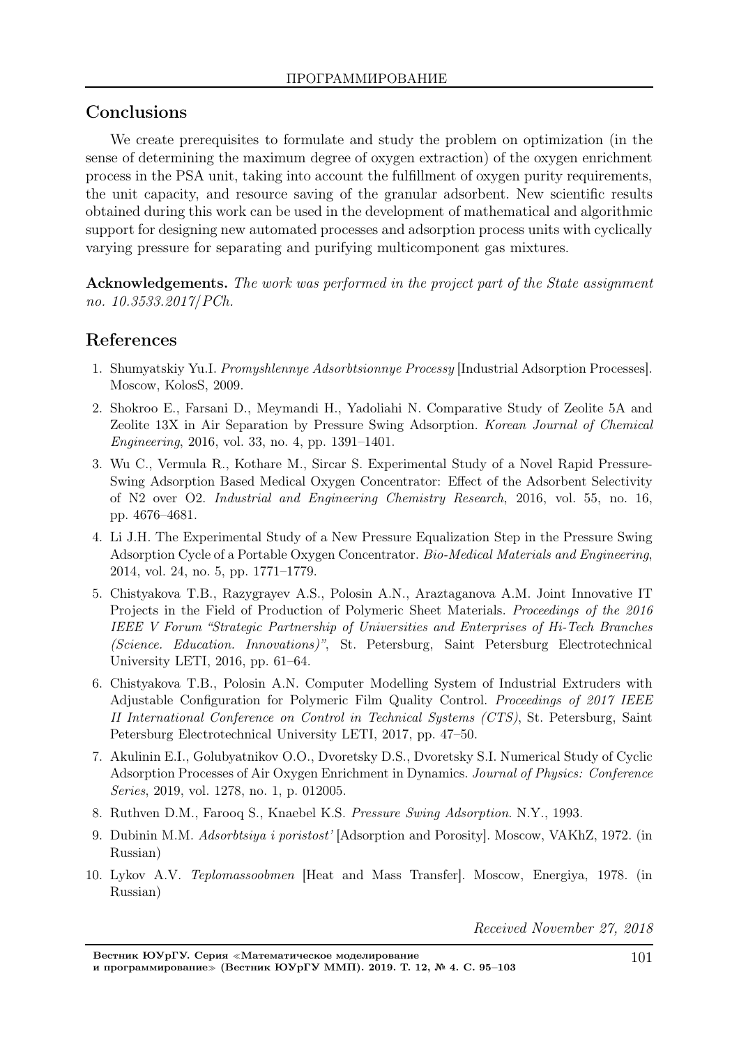## Conclusions

We create prerequisites to formulate and study the problem on optimization (in the sense of determining the maximum degree of oxygen extraction) of the oxygen enrichment process in the PSA unit, taking into account the fulfillment of oxygen purity requirements, the unit capacity, and resource saving of the granular adsorbent. New scientific results obtained during this work can be used in the development of mathematical and algorithmic support for designing new automated processes and adsorption process units with cyclically varying pressure for separating and purifying multicomponent gas mixtures.

**Acknowledgements.** *The work was performed in the project part of the State assignment no. 10.3533.2017/PCh.*

## References

1. Shumyatskiy Yu.I. *Promyshlennye Adsorbtsionnye Processy* [Industrial Adsorption Processes]. Moscow, KolosS, 2009.
2. Shokroo E., Farsani D., Meymandi H., Yadoliahi N. Comparative Study of Zeolite 5A and Zeolite 13X in Air Separation by Pressure Swing Adsorption. *Korean Journal of Chemical Engineering*, 2016, vol. 33, no. 4, pp. 1391–1401.
3. Wu C., Vermula R., Kothare M., Sircar S. Experimental Study of a Novel Rapid Pressure-Swing Adsorption Based Medical Oxygen Concentrator: Effect of the Adsorbent Selectivity of N2 over O2. *Industrial and Engineering Chemistry Research*, 2016, vol. 55, no. 16, pp. 4676–4681.
4. Li J.H. The Experimental Study of a New Pressure Equalization Step in the Pressure Swing Adsorption Cycle of a Portable Oxygen Concentrator. *Bio-Medical Materials and Engineering*, 2014, vol. 24, no. 5, pp. 1771–1779.
5. Chistyakova T.B., Razygrayev A.S., Polosin A.N., Araztaganova A.M. Joint Innovative IT Projects in the Field of Production of Polymeric Sheet Materials. *Proceedings of the 2016 IEEE V Forum "Strategic Partnership of Universities and Enterprises of Hi-Tech Branches (Science. Education. Innovations)"*, St. Petersburg, Saint Petersburg Electrotechnical University LETI, 2016, pp. 61–64.
6. Chistyakova T.B., Polosin A.N. Computer Modelling System of Industrial Extruders with Adjustable Configuration for Polymeric Film Quality Control. *Proceedings of 2017 IEEE II International Conference on Control in Technical Systems (CTS)*, St. Petersburg, Saint Petersburg Electrotechnical University LETI, 2017, pp. 47–50.
7. Akulinin E.I., Golubyatnikov O.O., Dvoretsky D.S., Dvoretsky S.I. Numerical Study of Cyclic Adsorption Processes of Air Oxygen Enrichment in Dynamics. *Journal of Physics: Conference Series*, 2019, vol. 1278, no. 1, p. 012005.
8. Ruthven D.M., Farooq S., Knaebel K.S. *Pressure Swing Adsorption*. N.Y., 1993.
9. Dubinin M.M. *Adsorbtsiya i poristost'* [Adsorption and Porosity]. Moscow, VAKhZ, 1972. (in Russian)
10. Lykov A.V. *Teplomassoobmen* [Heat and Mass Transfer]. Moscow, Energiya, 1978. (in Russian)

*Received November 27, 2018*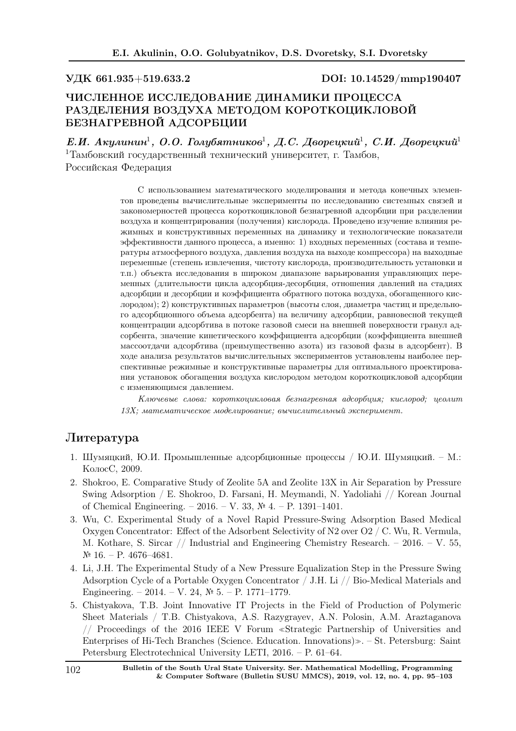УДК 661.935+519.633.2 DOI: 10.14529/mmp190407

# ЧИСЛЕННОЕ ИССЛЕДОВАНИЕ ДИНАМИКИ ПРОЦЕССА РАЗДЕЛЕНИЯ ВОЗДУХА МЕТОДОМ КОРОТКОЦИКЛОВОЙ БЕЗНАГРЕВНОЙ АДСОРБЦИИ

***Е.И. Акулинин*[1], *О.О. Голубятников*[1], *Д.С. Дворецкий*[1], *С.И. Дворецкий*[1]**

[1]Тамбовский государственный технический университет, г. Тамбов, Российская Федерация

С использованием математического моделирования и метода конечных элементов проведены вычислительные эксперименты по исследованию системных связей и закономерностей процесса короткоцикловой безнагревной адсорбции при разделении воздуха и концентрирования (получения) кислорода. Проведено изучение влияния режимных и конструктивных переменных на динамику и технологические показатели эффективности данного процесса, а именно: 1) входных переменных (состава и температуры атмосферного воздуха, давления воздуха на выходе компрессора) на выходные переменные (степень извлечения, чистоту кислорода, производительность установки и т.п.) объекта исследования в широком диапазоне варьирования управляющих переменных (длительности цикла адсорбция-десорбция, отношения давлений на стадиях адсорбции и десорбции и коэффициента обратного потока воздуха, обогащенного кислородом); 2) конструктивных параметров (высоты слоя, диаметра частиц и предельного адсорбционного объема адсорбента) на величину адсорбции, равновесной текущей концентрации адсорбтива в потоке газовой смеси на внешней поверхности гранул адсорбента, значение кинетического коэффициента адсорбции (коэффициента внешней массоотдачи адсорбтива (преимущественно азота) из газовой фазы в адсорбент). В ходе анализа результатов вычислительных экспериментов установлены наиболее перспективные режимные и конструктивные параметры для оптимального проектирования установок обогащения воздуха кислородом методом короткоцикловой адсорбции с изменяющимся давлением.

*Ключевые слова: короткоцикловая безнагревная адсорбция; кислород; цеолит 13X; математическое моделирование; вычислительный эксперимент.*

## Литература

1. Шумяцкий, Ю.И. Промышленные адсорбционные процессы / Ю.И. Шумяцкий. – М.: КолосС, 2009.
2. Shokroo, E. Comparative Study of Zeolite 5A and Zeolite 13X in Air Separation by Pressure Swing Adsorption / E. Shokroo, D. Farsani, H. Meymandi, N. Yadoliahi // Korean Journal of Chemical Engineering. – 2016. – V. 33, № 4. – P. 1391–1401.
3. Wu, C. Experimental Study of a Novel Rapid Pressure-Swing Adsorption Based Medical Oxygen Concentrator: Effect of the Adsorbent Selectivity of N2 over O2 / C. Wu, R. Vermula, M. Kothare, S. Sircar // Industrial and Engineering Chemistry Research. – 2016. – V. 55, № 16. – P. 4676–4681.
4. Li, J.H. The Experimental Study of a New Pressure Equalization Step in the Pressure Swing Adsorption Cycle of a Portable Oxygen Concentrator / J.H. Li // Bio-Medical Materials and Engineering. – 2014. – V. 24, № 5. – P. 1771–1779.
5. Chistyakova, T.B. Joint Innovative IT Projects in the Field of Production of Polymeric Sheet Materials / T.B. Chistyakova, A.S. Razygrayev, A.N. Polosin, A.M. Araztaganova // Proceedings of the 2016 IEEE V Forum ≪Strategic Partnership of Universities and Enterprises of Hi-Tech Branches (Science. Education. Innovations)≫. – St. Petersburg: Saint Petersburg Electrotechnical University LETI, 2016. – P. 61–64.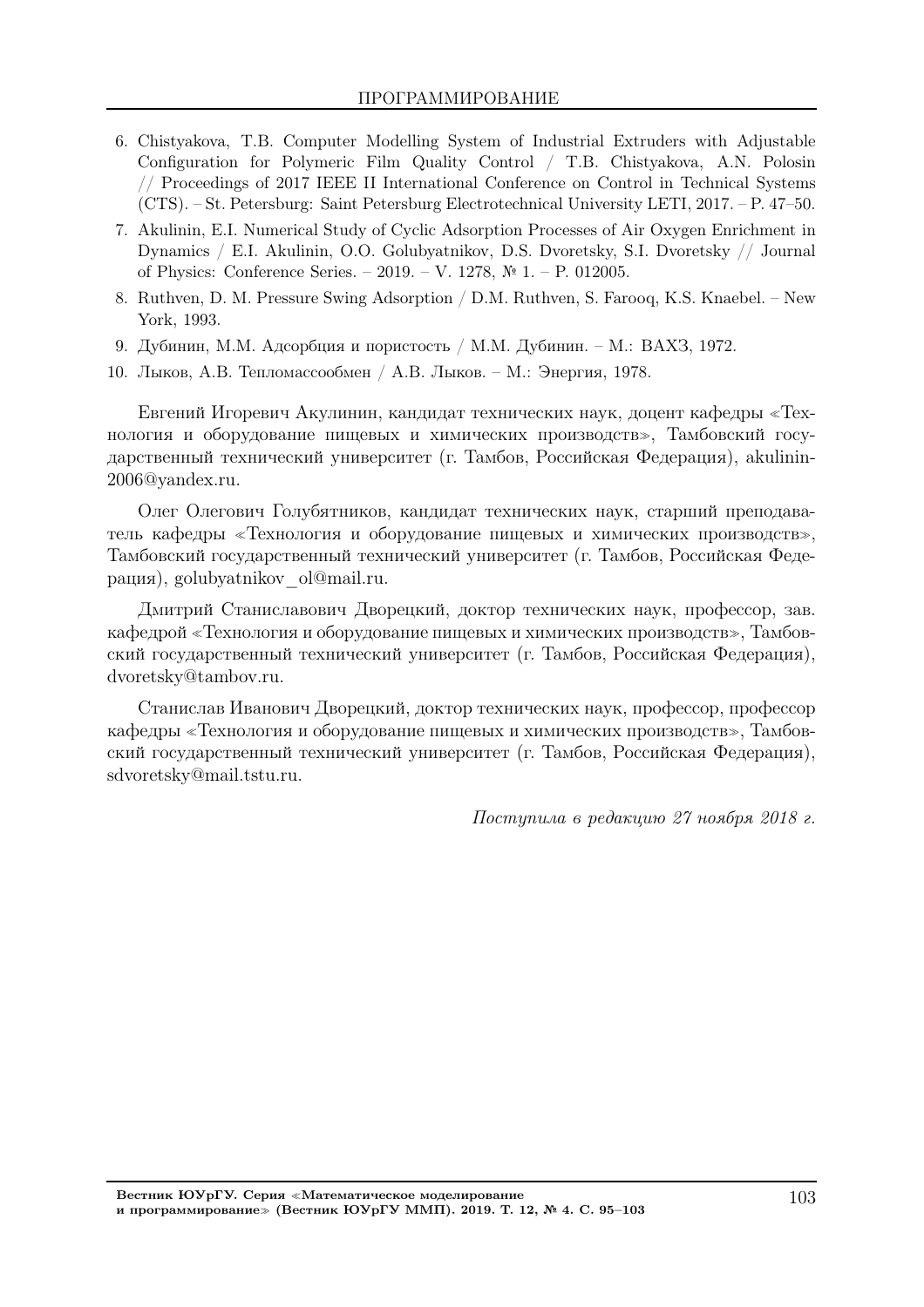6. Chistyakova, T.B. Computer Modelling System of Industrial Extruders with Adjustable Configuration for Polymeric Film Quality Control / T.B. Chistyakova, A.N. Polosin // Proceedings of 2017 IEEE II International Conference on Control in Technical Systems (CTS). – St. Petersburg: Saint Petersburg Electrotechnical University LETI, 2017. – P. 47–50.
7. Akulinin, E.I. Numerical Study of Cyclic Adsorption Processes of Air Oxygen Enrichment in Dynamics / E.I. Akulinin, O.O. Golubyatnikov, D.S. Dvoretsky, S.I. Dvoretsky // Journal of Physics: Conference Series. – 2019. – V. 1278, № 1. – P. 012005.
8. Ruthven, D. M. Pressure Swing Adsorption / D.M. Ruthven, S. Farooq, K.S. Knaebel. – New York, 1993.
9. Дубинин, М.М. Адсорбция и пористость / М.М. Дубинин. – М.: ВАХЗ, 1972.
10. Лыков, А.В. Тепломассообмен / А.В. Лыков. – М.: Энергия, 1978.

Евгений Игоревич Акулинин, кандидат технических наук, доцент кафедры «Технология и оборудование пищевых и химических производств», Тамбовский государственный технический университет (г. Тамбов, Российская Федерация), akulinin-2006@yandex.ru.

Олег Олегович Голубятников, кандидат технических наук, старший преподаватель кафедры «Технология и оборудование пищевых и химических производств», Тамбовский государственный технический университет (г. Тамбов, Российская Федерация), golubyatnikov_ol@mail.ru.

Дмитрий Станиславович Дворецкий, доктор технических наук, профессор, зав. кафедрой «Технология и оборудование пищевых и химических производств», Тамбовский государственный технический университет (г. Тамбов, Российская Федерация), dvoretsky@tambov.ru.

Станислав Иванович Дворецкий, доктор технических наук, профессор, профессор кафедры «Технология и оборудование пищевых и химических производств», Тамбовский государственный технический университет (г. Тамбов, Российская Федерация), sdvoretsky@mail.tstu.ru.

*Поступила в редакцию 27 ноября 2018 г.*